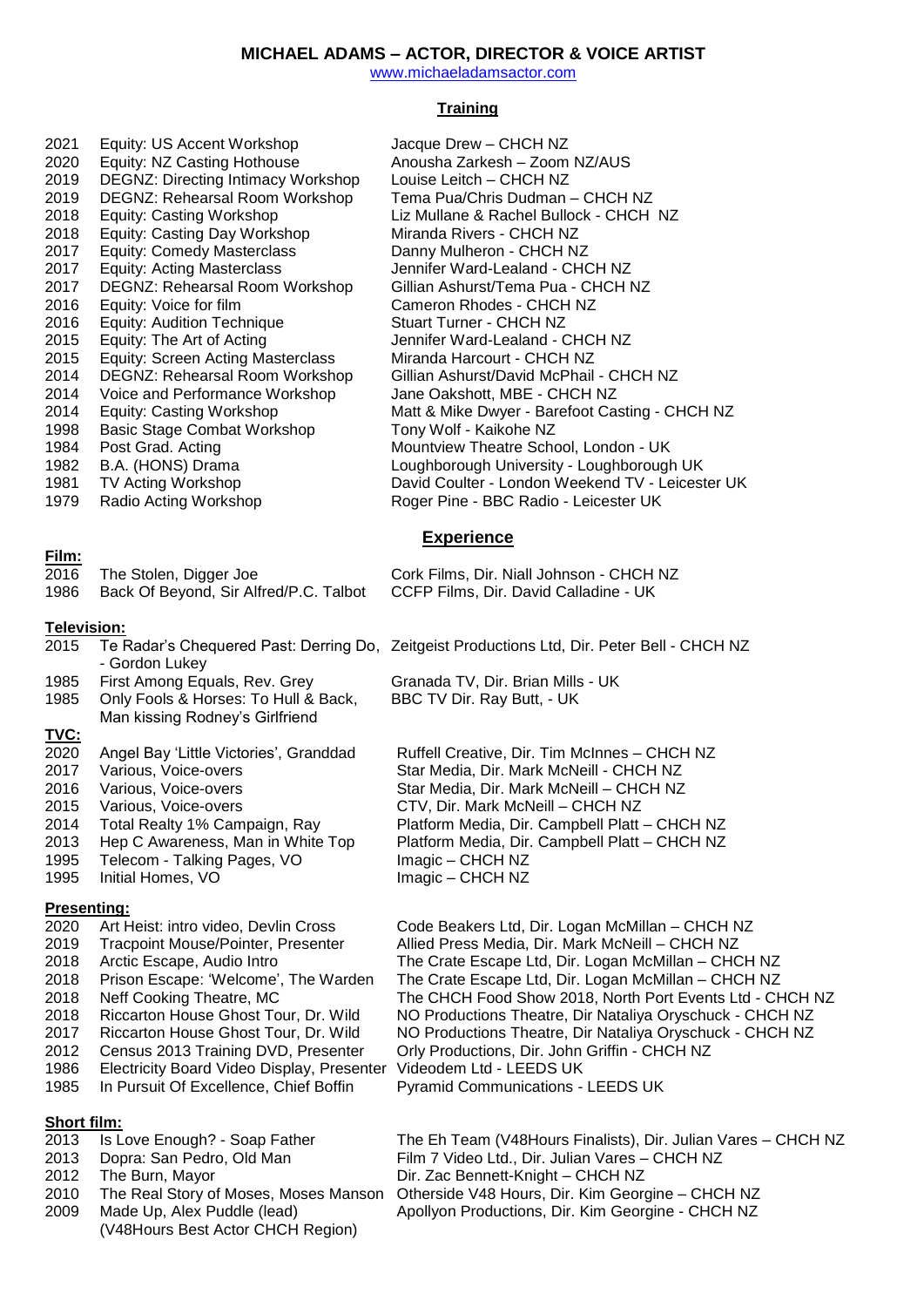# MICHAEL ADAMS – ACTOR, DIRECTOR & VOICE ARTIST

www.michaeladamsactor.com

## Training

| | | |
|---|---|---|
| 2021 | Equity: US Accent Workshop | Jacque Drew – CHCH NZ |
| 2020 | Equity: NZ Casting Hothouse | Anousha Zarkesh – Zoom NZ/AUS |
| 2019 | DEGNZ: Directing Intimacy Workshop | Louise Leitch – CHCH NZ |
| 2019 | DEGNZ: Rehearsal Room Workshop | Tema Pua/Chris Dudman – CHCH NZ |
| 2018 | Equity: Casting Workshop | Liz Mullane & Rachel Bullock - CHCH NZ |
| 2018 | Equity: Casting Day Workshop | Miranda Rivers - CHCH NZ |
| 2017 | Equity: Comedy Masterclass | Danny Mulheron - CHCH NZ |
| 2017 | Equity: Acting Masterclass | Jennifer Ward-Lealand - CHCH NZ |
| 2017 | DEGNZ: Rehearsal Room Workshop | Gillian Ashurst/Tema Pua - CHCH NZ |
| 2016 | Equity: Voice for film | Cameron Rhodes - CHCH NZ |
| 2016 | Equity: Audition Technique | Stuart Turner - CHCH NZ |
| 2015 | Equity: The Art of Acting | Jennifer Ward-Lealand - CHCH NZ |
| 2015 | Equity: Screen Acting Masterclass | Miranda Harcourt - CHCH NZ |
| 2014 | DEGNZ: Rehearsal Room Workshop | Gillian Ashurst/David McPhail - CHCH NZ |
| 2014 | Voice and Performance Workshop | Jane Oakshott, MBE - CHCH NZ |
| 2014 | Equity: Casting Workshop | Matt & Mike Dwyer - Barefoot Casting - CHCH NZ |
| 1998 | Basic Stage Combat Workshop | Tony Wolf - Kaikohe NZ |
| 1984 | Post Grad. Acting | Mountview Theatre School, London - UK |
| 1982 | B.A. (HONS) Drama | Loughborough University - Loughborough UK |
| 1981 | TV Acting Workshop | David Coulter - London Weekend TV - Leicester UK |
| 1979 | Radio Acting Workshop | Roger Pine - BBC Radio - Leicester UK |

## Experience

**Film:**

| | | |
|---|---|---|
| 2016 | The Stolen, Digger Joe | Cork Films, Dir. Niall Johnson - CHCH NZ |
| 1986 | Back Of Beyond, Sir Alfred/P.C. Talbot | CCFP Films, Dir. David Calladine - UK |

**Television:**

| | | |
|---|---|---|
| 2015 | Te Radar's Chequered Past: Derring Do, - Gordon Lukey | Zeitgeist Productions Ltd, Dir. Peter Bell - CHCH NZ |
| 1985 | First Among Equals, Rev. Grey | Granada TV, Dir. Brian Mills - UK |
| 1985 | Only Fools & Horses: To Hull & Back, Man kissing Rodney's Girlfriend | BBC TV Dir. Ray Butt, - UK |

**TVC:**

| | | |
|---|---|---|
| 2020 | Angel Bay 'Little Victories', Granddad | Ruffell Creative, Dir. Tim McInnes – CHCH NZ |
| 2017 | Various, Voice-overs | Star Media, Dir. Mark McNeill - CHCH NZ |
| 2016 | Various, Voice-overs | Star Media, Dir. Mark McNeill – CHCH NZ |
| 2015 | Various, Voice-overs | CTV, Dir. Mark McNeill – CHCH NZ |
| 2014 | Total Realty 1% Campaign, Ray | Platform Media, Dir. Campbell Platt – CHCH NZ |
| 2013 | Hep C Awareness, Man in White Top | Platform Media, Dir. Campbell Platt – CHCH NZ |
| 1995 | Telecom - Talking Pages, VO | Imagic – CHCH NZ |
| 1995 | Initial Homes, VO | Imagic – CHCH NZ |

**Presenting:**

| | | |
|---|---|---|
| 2020 | Art Heist: intro video, Devlin Cross | Code Beakers Ltd, Dir. Logan McMillan – CHCH NZ |
| 2019 | Tracpoint Mouse/Pointer, Presenter | Allied Press Media, Dir. Mark McNeill – CHCH NZ |
| 2018 | Arctic Escape, Audio Intro | The Crate Escape Ltd, Dir. Logan McMillan – CHCH NZ |
| 2018 | Prison Escape: 'Welcome', The Warden | The Crate Escape Ltd, Dir. Logan McMillan – CHCH NZ |
| 2018 | Neff Cooking Theatre, MC | The CHCH Food Show 2018, North Port Events Ltd - CHCH NZ |
| 2018 | Riccarton House Ghost Tour, Dr. Wild | NO Productions Theatre, Dir Nataliya Oryschuck - CHCH NZ |
| 2017 | Riccarton House Ghost Tour, Dr. Wild | NO Productions Theatre, Dir Nataliya Oryschuck - CHCH NZ |
| 2012 | Census 2013 Training DVD, Presenter | Orly Productions, Dir. John Griffin - CHCH NZ |
| 1986 | Electricity Board Video Display, Presenter | Videodem Ltd - LEEDS UK |
| 1985 | In Pursuit Of Excellence, Chief Boffin | Pyramid Communications - LEEDS UK |

**Short film:**

| | | |
|---|---|---|
| 2013 | Is Love Enough? - Soap Father | The Eh Team (V48Hours Finalists), Dir. Julian Vares – CHCH NZ |
| 2013 | Dopra: San Pedro, Old Man | Film 7 Video Ltd., Dir. Julian Vares – CHCH NZ |
| 2012 | The Burn, Mayor | Dir. Zac Bennett-Knight – CHCH NZ |
| 2010 | The Real Story of Moses, Moses Manson | Otherside V48 Hours, Dir. Kim Georgine – CHCH NZ |
| 2009 | Made Up, Alex Puddle (lead) (V48Hours Best Actor CHCH Region) | Apollyon Productions, Dir. Kim Georgine - CHCH NZ |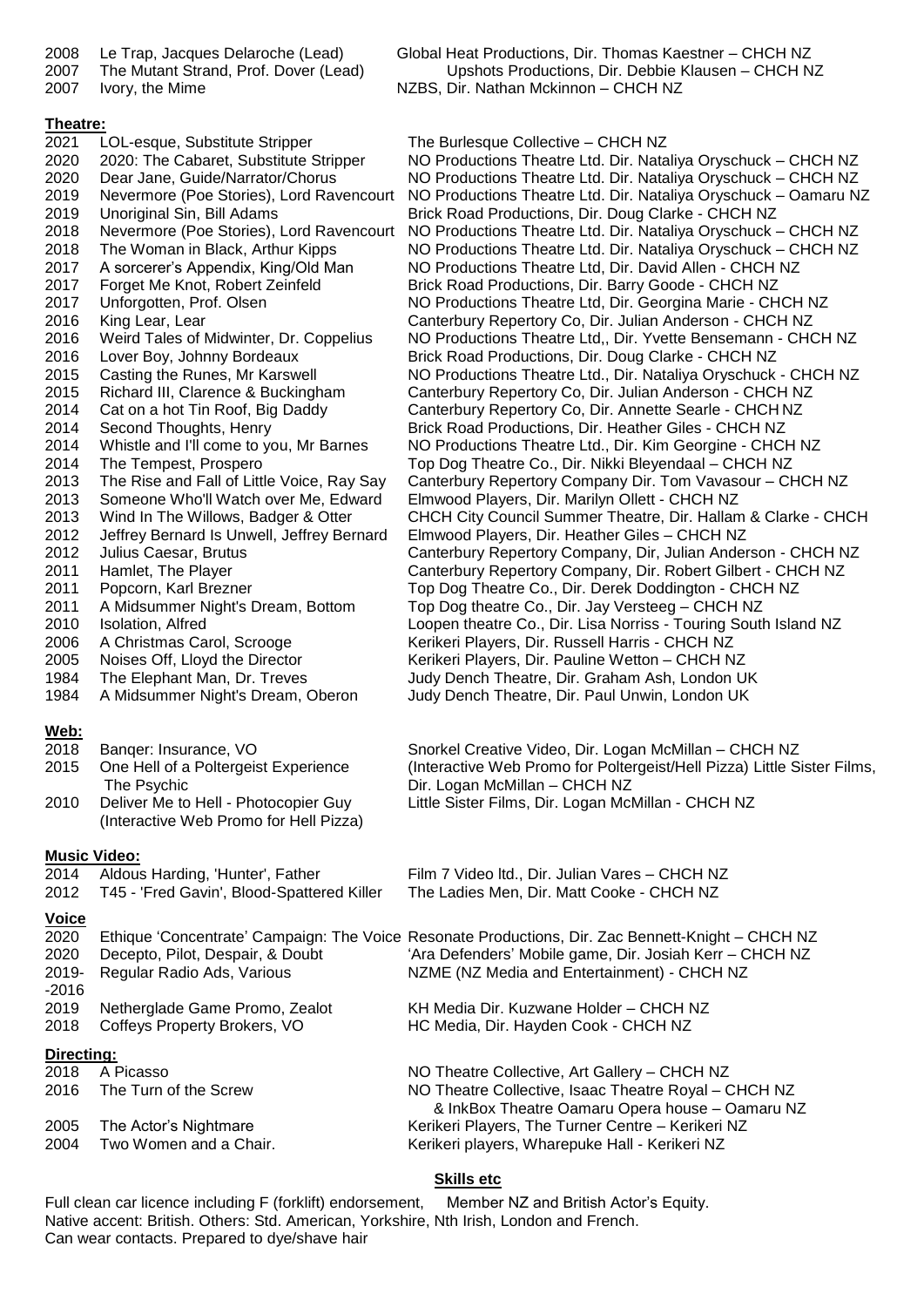| | | |
|---|---|---|
| 2008 | Le Trap, Jacques Delaroche (Lead) | Global Heat Productions, Dir. Thomas Kaestner – CHCH NZ |
| 2007 | The Mutant Strand, Prof. Dover (Lead) | Upshots Productions, Dir. Debbie Klausen – CHCH NZ |
| 2007 | Ivory, the Mime | NZBS, Dir. Nathan Mckinnon – CHCH NZ |

**Theatre:**

| | | |
|---|---|---|
| 2021 | LOL-esque, Substitute Stripper | The Burlesque Collective – CHCH NZ |
| 2020 | 2020: The Cabaret, Substitute Stripper | NO Productions Theatre Ltd. Dir. Nataliya Oryschuck – CHCH NZ |
| 2020 | Dear Jane, Guide/Narrator/Chorus | NO Productions Theatre Ltd. Dir. Nataliya Oryschuck – CHCH NZ |
| 2019 | Nevermore (Poe Stories), Lord Ravencourt | NO Productions Theatre Ltd. Dir. Nataliya Oryschuck – Oamaru NZ |
| 2019 | Unoriginal Sin, Bill Adams | Brick Road Productions, Dir. Doug Clarke - CHCH NZ |
| 2018 | Nevermore (Poe Stories), Lord Ravencourt | NO Productions Theatre Ltd. Dir. Nataliya Oryschuck – CHCH NZ |
| 2018 | The Woman in Black, Arthur Kipps | NO Productions Theatre Ltd. Dir. Nataliya Oryschuck – CHCH NZ |
| 2017 | A sorcerer's Appendix, King/Old Man | NO Productions Theatre Ltd, Dir. David Allen - CHCH NZ |
| 2017 | Forget Me Knot, Robert Zeinfeld | Brick Road Productions, Dir. Barry Goode - CHCH NZ |
| 2017 | Unforgotten, Prof. Olsen | NO Productions Theatre Ltd, Dir. Georgina Marie - CHCH NZ |
| 2016 | King Lear, Lear | Canterbury Repertory Co, Dir. Julian Anderson - CHCH NZ |
| 2016 | Weird Tales of Midwinter, Dr. Coppelius | NO Productions Theatre Ltd,, Dir. Yvette Bensemann - CHCH NZ |
| 2016 | Lover Boy, Johnny Bordeaux | Brick Road Productions, Dir. Doug Clarke - CHCH NZ |
| 2015 | Casting the Runes, Mr Karswell | NO Productions Theatre Ltd., Dir. Nataliya Oryschuck - CHCH NZ |
| 2015 | Richard III, Clarence & Buckingham | Canterbury Repertory Co, Dir. Julian Anderson - CHCH NZ |
| 2014 | Cat on a hot Tin Roof, Big Daddy | Canterbury Repertory Co, Dir. Annette Searle - CHCH NZ |
| 2014 | Second Thoughts, Henry | Brick Road Productions, Dir. Heather Giles - CHCH NZ |
| 2014 | Whistle and I'll come to you, Mr Barnes | NO Productions Theatre Ltd., Dir. Kim Georgine - CHCH NZ |
| 2014 | The Tempest, Prospero | Top Dog Theatre Co., Dir. Nikki Bleyendaal – CHCH NZ |
| 2013 | The Rise and Fall of Little Voice, Ray Say | Canterbury Repertory Company Dir. Tom Vavasour – CHCH NZ |
| 2013 | Someone Who'll Watch over Me, Edward | Elmwood Players, Dir. Marilyn Ollett - CHCH NZ |
| 2013 | Wind In The Willows, Badger & Otter | CHCH City Council Summer Theatre, Dir. Hallam & Clarke - CHCH |
| 2012 | Jeffrey Bernard Is Unwell, Jeffrey Bernard | Elmwood Players, Dir. Heather Giles – CHCH NZ |
| 2012 | Julius Caesar, Brutus | Canterbury Repertory Company, Dir, Julian Anderson - CHCH NZ |
| 2011 | Hamlet, The Player | Canterbury Repertory Company, Dir. Robert Gilbert - CHCH NZ |
| 2011 | Popcorn, Karl Brezner | Top Dog Theatre Co., Dir. Derek Doddington - CHCH NZ |
| 2011 | A Midsummer Night's Dream, Bottom | Top Dog theatre Co., Dir. Jay Versteeg – CHCH NZ |
| 2010 | Isolation, Alfred | Loopen theatre Co., Dir. Lisa Norriss - Touring South Island NZ |
| 2006 | A Christmas Carol, Scrooge | Kerikeri Players, Dir. Russell Harris - CHCH NZ |
| 2005 | Noises Off, Lloyd the Director | Kerikeri Players, Dir. Pauline Wetton – CHCH NZ |
| 1984 | The Elephant Man, Dr. Treves | Judy Dench Theatre, Dir. Graham Ash, London UK |
| 1984 | A Midsummer Night's Dream, Oberon | Judy Dench Theatre, Dir. Paul Unwin, London UK |

**Web:**

| | | |
|---|---|---|
| 2018 | Banqer: Insurance, VO | Snorkel Creative Video, Dir. Logan McMillan – CHCH NZ |
| 2015 | One Hell of a Poltergeist Experience The Psychic | (Interactive Web Promo for Poltergeist/Hell Pizza) Little Sister Films, Dir. Logan McMillan – CHCH NZ |
| 2010 | Deliver Me to Hell - Photocopier Guy (Interactive Web Promo for Hell Pizza) | Little Sister Films, Dir. Logan McMillan - CHCH NZ |

**Music Video:**

| | | |
|---|---|---|
| 2014 | Aldous Harding, 'Hunter', Father | Film 7 Video ltd., Dir. Julian Vares – CHCH NZ |
| 2012 | T45 - 'Fred Gavin', Blood-Spattered Killer | The Ladies Men, Dir. Matt Cooke - CHCH NZ |

**Voice**

| | | |
|---|---|---|
| 2020 | Ethique 'Concentrate' Campaign: The Voice | Resonate Productions, Dir. Zac Bennett-Knight – CHCH NZ |
| 2020 | Decepto, Pilot, Despair, & Doubt | 'Ara Defenders' Mobile game, Dir. Josiah Kerr – CHCH NZ |
| 2019-2016 | Regular Radio Ads, Various | NZME (NZ Media and Entertainment) - CHCH NZ |
| 2019 | Netherglade Game Promo, Zealot | KH Media Dir. Kuzwane Holder – CHCH NZ |
| 2018 | Coffeys Property Brokers, VO | HC Media, Dir. Hayden Cook - CHCH NZ |

**Directing:**

| | | |
|---|---|---|
| 2018 | A Picasso | NO Theatre Collective, Art Gallery – CHCH NZ |
| 2016 | The Turn of the Screw | NO Theatre Collective, Isaac Theatre Royal – CHCH NZ & InkBox Theatre Oamaru Opera house – Oamaru NZ |
| 2005 | The Actor's Nightmare | Kerikeri Players, The Turner Centre – Kerikeri NZ |
| 2004 | Two Women and a Chair. | Kerikeri players, Wharepuke Hall - Kerikeri NZ |

**Skills etc**

Full clean car licence including F (forklift) endorsement, Member NZ and British Actor's Equity.
Native accent: British. Others: Std. American, Yorkshire, Nth Irish, London and French.
Can wear contacts. Prepared to dye/shave hair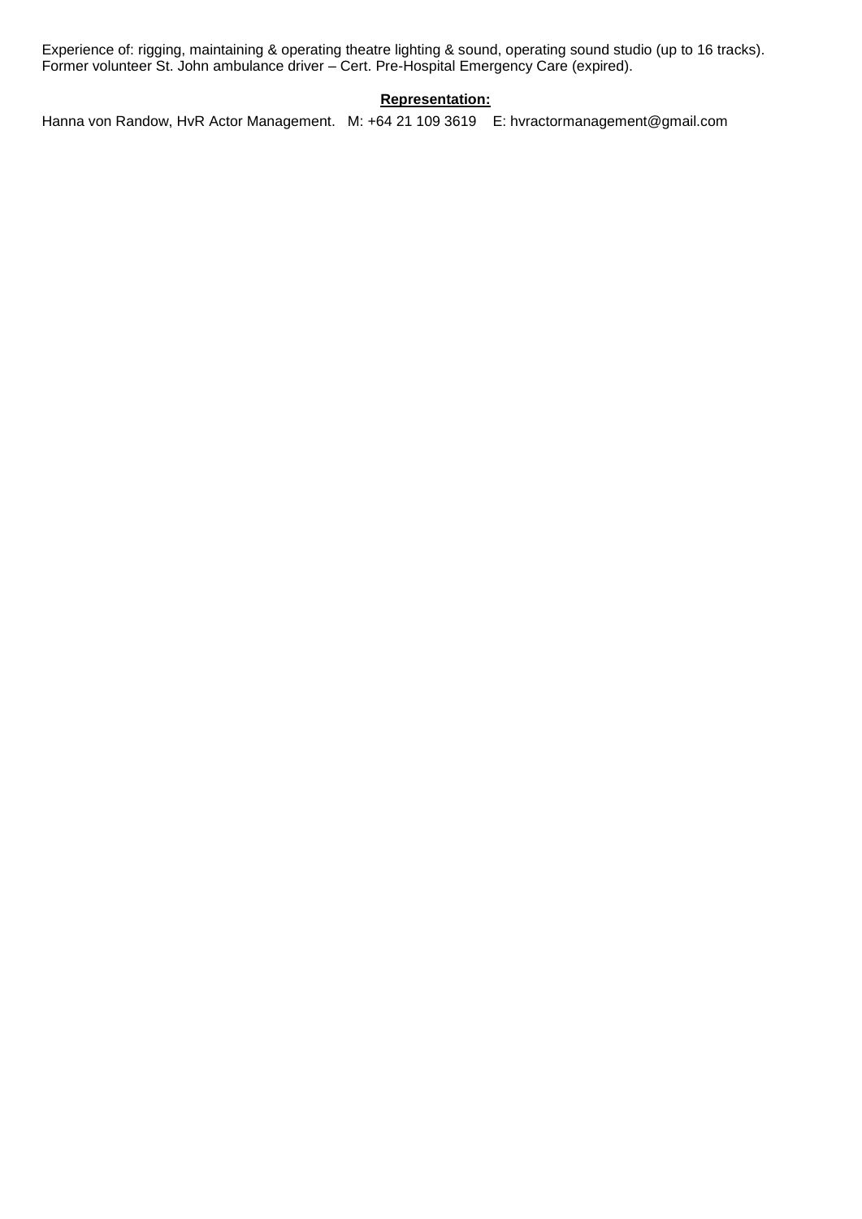Experience of: rigging, maintaining & operating theatre lighting & sound, operating sound studio (up to 16 tracks).
Former volunteer St. John ambulance driver – Cert. Pre-Hospital Emergency Care (expired).

**Representation:**

Hanna von Randow, HvR Actor Management. M: +64 21 109 3619 E: hvractormanagement@gmail.com